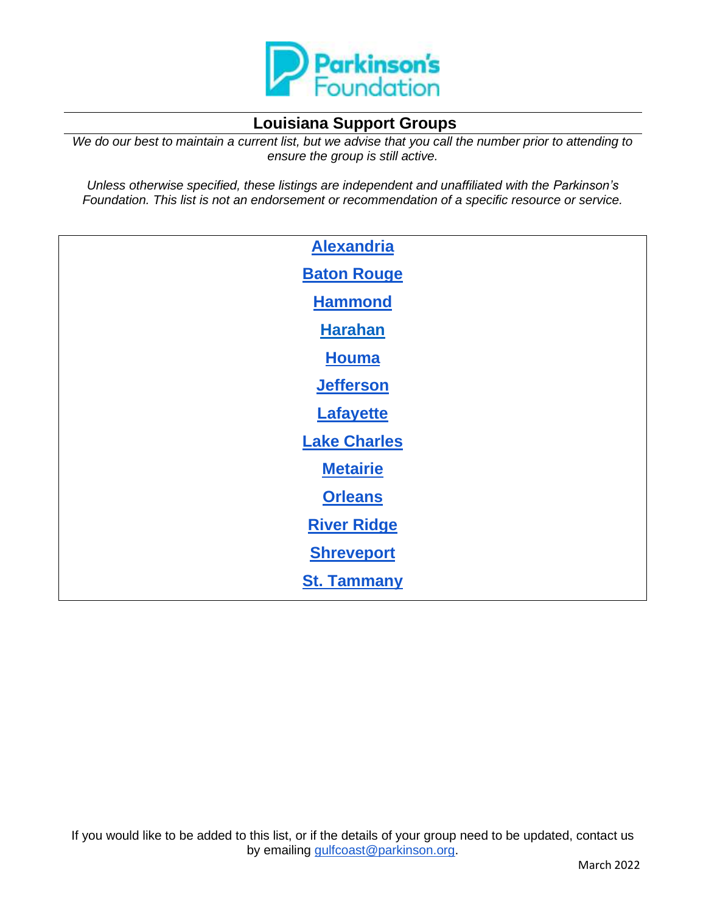Parkinson's Foundation

# Louisiana Support Groups

*We do our best to maintain a current list, but we advise that you call the number prior to attending to ensure the group is still active.*

*Unless otherwise specified, these listings are independent and unaffiliated with the Parkinson's Foundation. This list is not an endorsement or recommendation of a specific resource or service.*

**Alexandria**

**Baton Rouge**

**Hammond**

**Harahan**

**Houma**

**Jefferson**

**Lafayette**

**Lake Charles**

**Metairie**

**Orleans**

**River Ridge**

**Shreveport**

**St. Tammany**

If you would like to be added to this list, or if the details of your group need to be updated, contact us by emailing gulfcoast@parkinson.org.

March 2022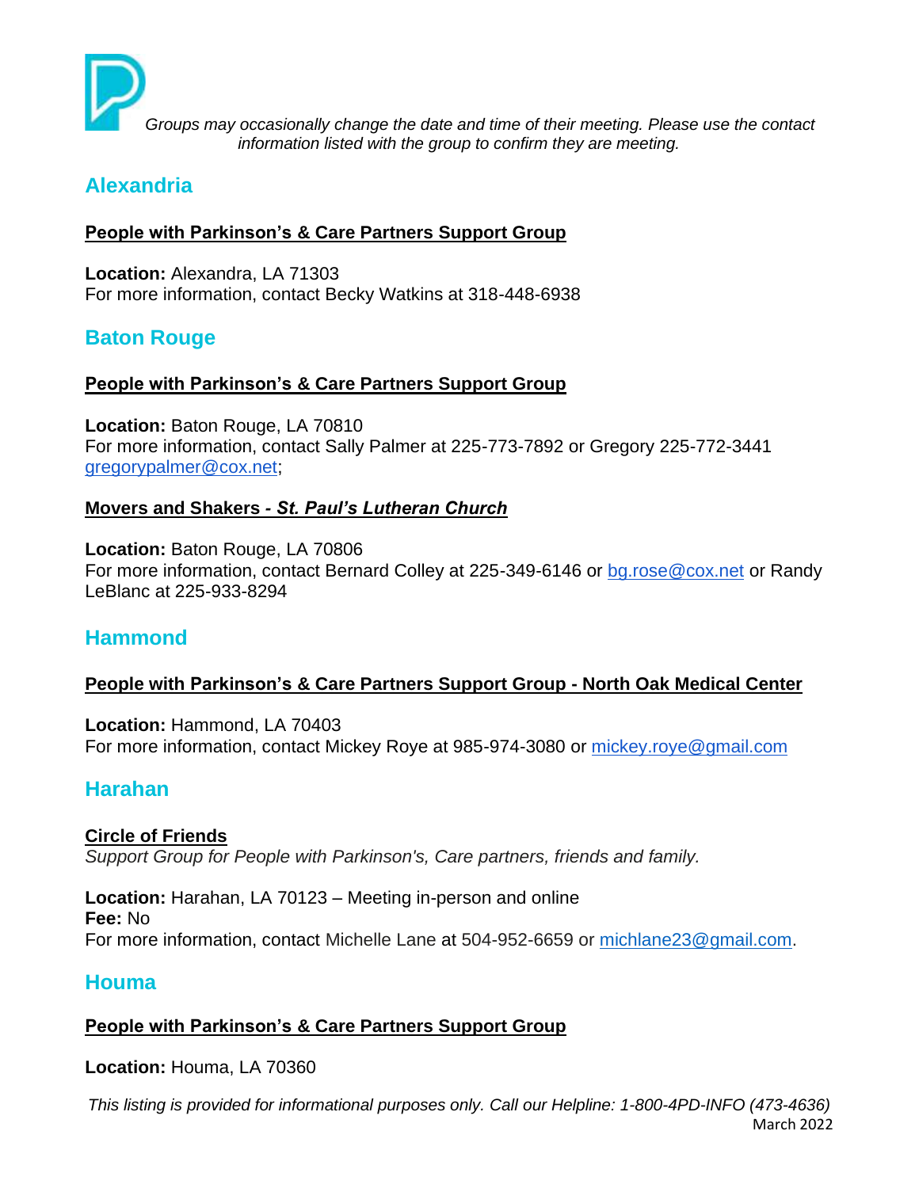*Groups may occasionally change the date and time of their meeting. Please use the contact information listed with the group to confirm they are meeting.*

## Alexandria

**People with Parkinson's & Care Partners Support Group**

**Location:** Alexandra, LA 71303
For more information, contact Becky Watkins at 318-448-6938

## Baton Rouge

**People with Parkinson's & Care Partners Support Group**

**Location:** Baton Rouge, LA 70810
For more information, contact Sally Palmer at 225-773-7892 or Gregory 225-772-3441 gregorypalmer@cox.net;

**Movers and Shakers - *St. Paul's Lutheran Church***

**Location:** Baton Rouge, LA 70806
For more information, contact Bernard Colley at 225-349-6146 or bg.rose@cox.net or Randy LeBlanc at 225-933-8294

## Hammond

**People with Parkinson's & Care Partners Support Group - North Oak Medical Center**

**Location:** Hammond, LA 70403
For more information, contact Mickey Roye at 985-974-3080 or mickey.roye@gmail.com

## Harahan

**Circle of Friends**
*Support Group for People with Parkinson's, Care partners, friends and family.*

**Location:** Harahan, LA 70123 – Meeting in-person and online
**Fee:** No
For more information, contact Michelle Lane at 504-952-6659 or michlane23@gmail.com.

## Houma

**People with Parkinson's & Care Partners Support Group**

**Location:** Houma, LA 70360

*This listing is provided for informational purposes only. Call our Helpline: 1-800-4PD-INFO (473-4636)*
March 2022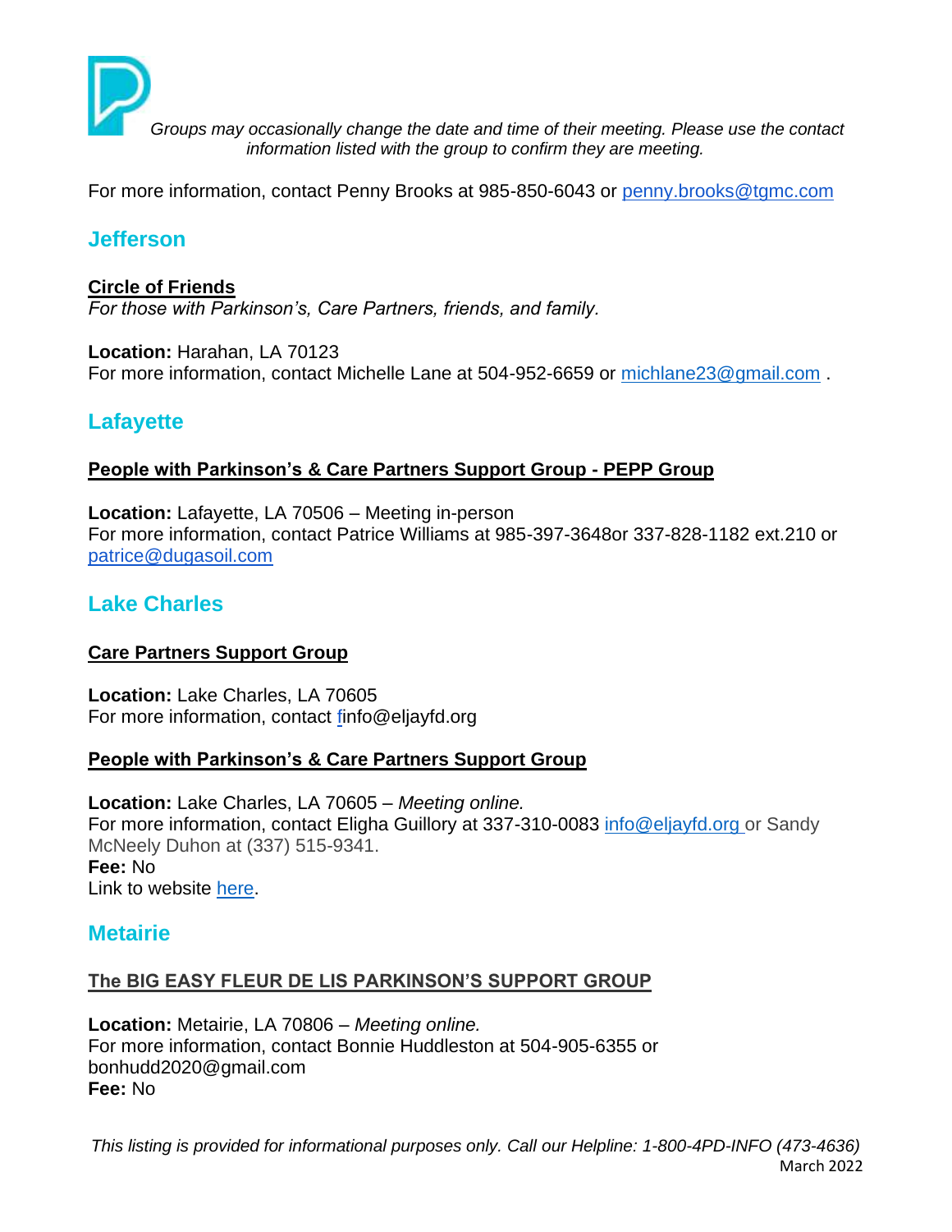*Groups may occasionally change the date and time of their meeting. Please use the contact information listed with the group to confirm they are meeting.*

For more information, contact Penny Brooks at 985-850-6043 or penny.brooks@tgmc.com

## Jefferson

**Circle of Friends**
*For those with Parkinson's, Care Partners, friends, and family.*

**Location:** Harahan, LA 70123
For more information, contact Michelle Lane at 504-952-6659 or michlane23@gmail.com .

## Lafayette

**People with Parkinson's & Care Partners Support Group - PEPP Group**

**Location:** Lafayette, LA 70506 – Meeting in-person
For more information, contact Patrice Williams at 985-397-3648or 337-828-1182 ext.210 or patrice@dugasoil.com

## Lake Charles

**Care Partners Support Group**

**Location:** Lake Charles, LA 70605
For more information, contact finfo@eljayfd.org

**People with Parkinson's & Care Partners Support Group**

**Location:** Lake Charles, LA 70605 – *Meeting online.*
For more information, contact Eligha Guillory at 337-310-0083 info@eljayfd.org or Sandy McNeely Duhon at (337) 515-9341.
**Fee:** No
Link to website here.

## Metairie

**The BIG EASY FLEUR DE LIS PARKINSON'S SUPPORT GROUP**

**Location:** Metairie, LA 70806 – *Meeting online.*
For more information, contact Bonnie Huddleston at 504-905-6355 or bonhudd2020@gmail.com
**Fee:** No

*This listing is provided for informational purposes only. Call our Helpline: 1-800-4PD-INFO (473-4636)*
March 2022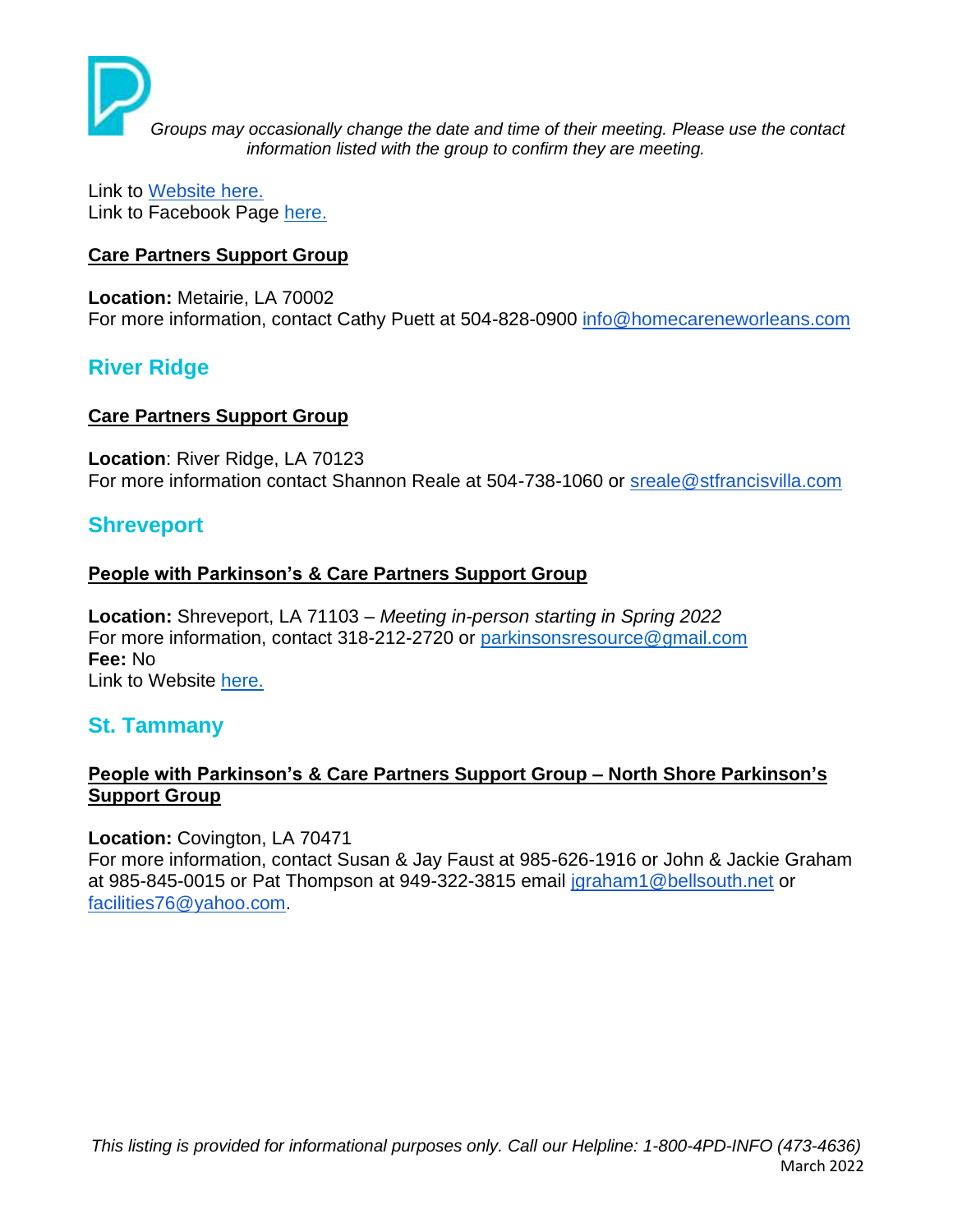*Groups may occasionally change the date and time of their meeting. Please use the contact information listed with the group to confirm they are meeting.*

Link to Website here.
Link to Facebook Page here.

**Care Partners Support Group**

**Location:** Metairie, LA 70002
For more information, contact Cathy Puett at 504-828-0900 info@homecareneworleans.com

## River Ridge

**Care Partners Support Group**

**Location**: River Ridge, LA 70123
For more information contact Shannon Reale at 504-738-1060 or sreale@stfrancisvilla.com

## Shreveport

**People with Parkinson's & Care Partners Support Group**

**Location:** Shreveport, LA 71103 – *Meeting in-person starting in Spring 2022*
For more information, contact 318-212-2720 or parkinsonsresource@gmail.com
**Fee:** No
Link to Website here.

## St. Tammany

**People with Parkinson's & Care Partners Support Group – North Shore Parkinson's Support Group**

**Location:** Covington, LA 70471
For more information, contact Susan & Jay Faust at 985-626-1916 or John & Jackie Graham at 985-845-0015 or Pat Thompson at 949-322-3815 email jgraham1@bellsouth.net or facilities76@yahoo.com.

*This listing is provided for informational purposes only. Call our Helpline: 1-800-4PD-INFO (473-4636)*
March 2022